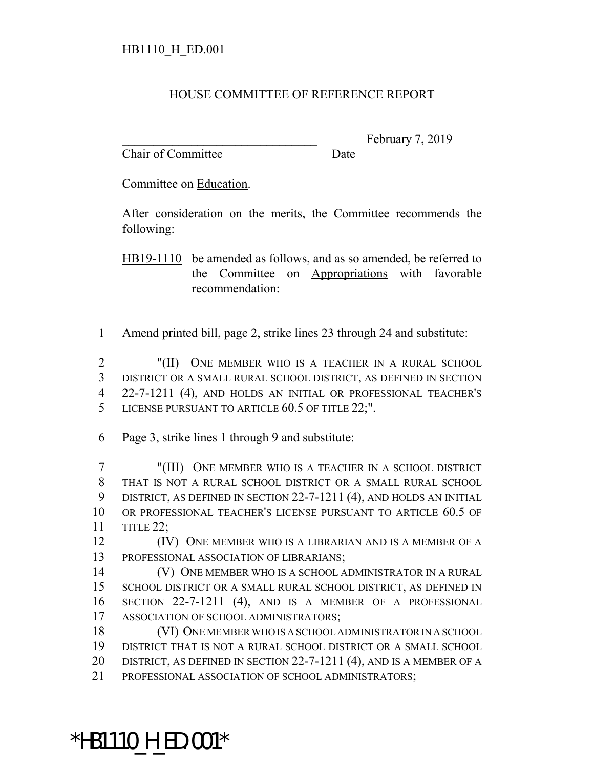HB1110_H_ED.001

# HOUSE COMMITTEE OF REFERENCE REPORT

________________________________ February 7, 2019
Chair of Committee Date

Committee on Education.

After consideration on the merits, the Committee recommends the following:

HB19-1110 be amended as follows, and as so amended, be referred to the Committee on Appropriations with favorable recommendation:

1 Amend printed bill, page 2, strike lines 23 through 24 and substitute:

2 "(II) ONE MEMBER WHO IS A TEACHER IN A RURAL SCHOOL
3 DISTRICT OR A SMALL RURAL SCHOOL DISTRICT, AS DEFINED IN SECTION
4 22-7-1211 (4), AND HOLDS AN INITIAL OR PROFESSIONAL TEACHER'S
5 LICENSE PURSUANT TO ARTICLE 60.5 OF TITLE 22;".

6 Page 3, strike lines 1 through 9 and substitute:

7 "(III) ONE MEMBER WHO IS A TEACHER IN A SCHOOL DISTRICT
8 THAT IS NOT A RURAL SCHOOL DISTRICT OR A SMALL RURAL SCHOOL
9 DISTRICT, AS DEFINED IN SECTION 22-7-1211 (4), AND HOLDS AN INITIAL
10 OR PROFESSIONAL TEACHER'S LICENSE PURSUANT TO ARTICLE 60.5 OF
11 TITLE 22;
12 (IV) ONE MEMBER WHO IS A LIBRARIAN AND IS A MEMBER OF A
13 PROFESSIONAL ASSOCIATION OF LIBRARIANS;
14 (V) ONE MEMBER WHO IS A SCHOOL ADMINISTRATOR IN A RURAL
15 SCHOOL DISTRICT OR A SMALL RURAL SCHOOL DISTRICT, AS DEFINED IN
16 SECTION 22-7-1211 (4), AND IS A MEMBER OF A PROFESSIONAL
17 ASSOCIATION OF SCHOOL ADMINISTRATORS;
18 (VI) ONE MEMBER WHO IS A SCHOOL ADMINISTRATOR IN A SCHOOL
19 DISTRICT THAT IS NOT A RURAL SCHOOL DISTRICT OR A SMALL SCHOOL
20 DISTRICT, AS DEFINED IN SECTION 22-7-1211 (4), AND IS A MEMBER OF A
21 PROFESSIONAL ASSOCIATION OF SCHOOL ADMINISTRATORS;

*HB1110_H_ED.001*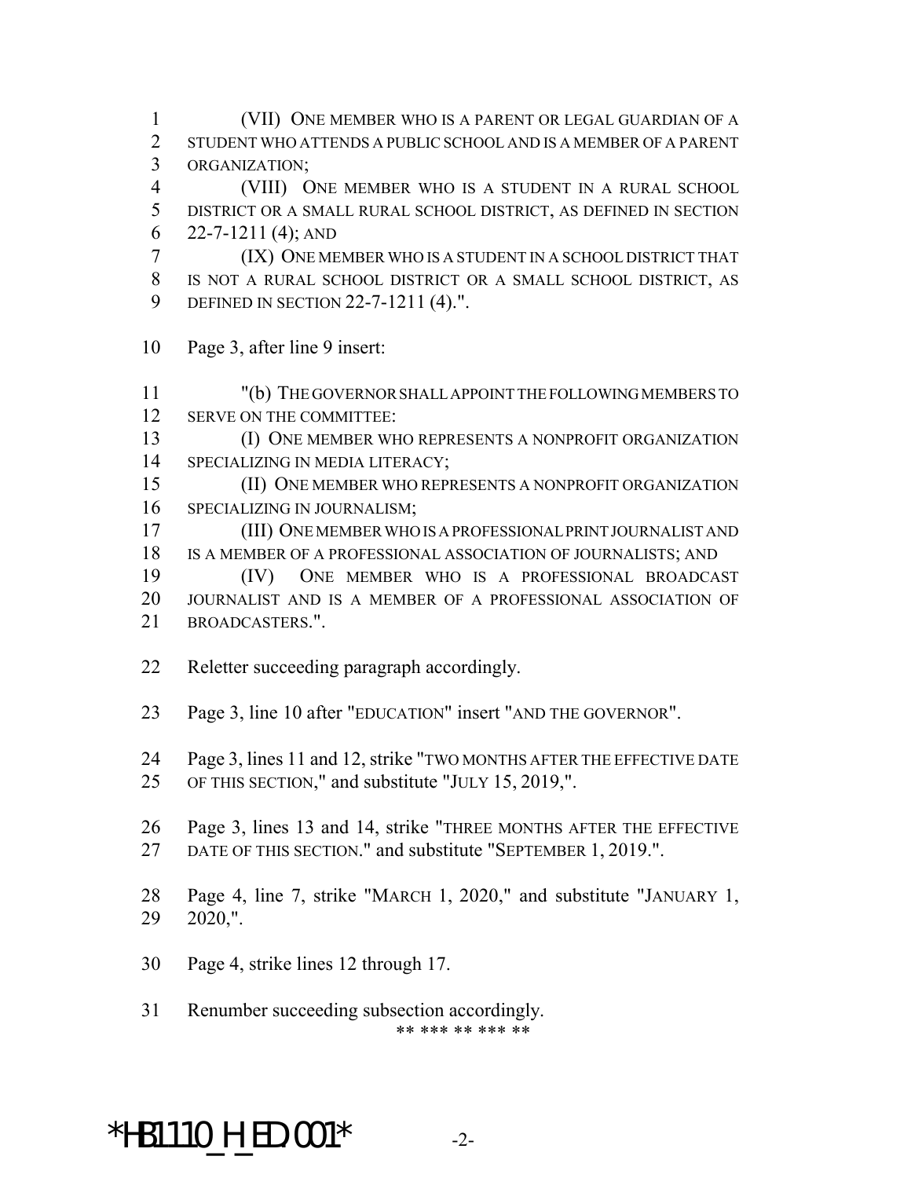(VII) ONE MEMBER WHO IS A PARENT OR LEGAL GUARDIAN OF A STUDENT WHO ATTENDS A PUBLIC SCHOOL AND IS A MEMBER OF A PARENT ORGANIZATION;

(VIII) ONE MEMBER WHO IS A STUDENT IN A RURAL SCHOOL DISTRICT OR A SMALL RURAL SCHOOL DISTRICT, AS DEFINED IN SECTION 22-7-1211 (4); AND

(IX) ONE MEMBER WHO IS A STUDENT IN A SCHOOL DISTRICT THAT IS NOT A RURAL SCHOOL DISTRICT OR A SMALL SCHOOL DISTRICT, AS DEFINED IN SECTION 22-7-1211 (4).".

Page 3, after line 9 insert:

"(b) THE GOVERNOR SHALL APPOINT THE FOLLOWING MEMBERS TO SERVE ON THE COMMITTEE:

(I) ONE MEMBER WHO REPRESENTS A NONPROFIT ORGANIZATION SPECIALIZING IN MEDIA LITERACY;

(II) ONE MEMBER WHO REPRESENTS A NONPROFIT ORGANIZATION SPECIALIZING IN JOURNALISM;

(III) ONE MEMBER WHO IS A PROFESSIONAL PRINT JOURNALIST AND IS A MEMBER OF A PROFESSIONAL ASSOCIATION OF JOURNALISTS; AND

(IV) ONE MEMBER WHO IS A PROFESSIONAL BROADCAST JOURNALIST AND IS A MEMBER OF A PROFESSIONAL ASSOCIATION OF BROADCASTERS.".

Reletter succeeding paragraph accordingly.

Page 3, line 10 after "EDUCATION" insert "AND THE GOVERNOR".

Page 3, lines 11 and 12, strike "TWO MONTHS AFTER THE EFFECTIVE DATE OF THIS SECTION," and substitute "JULY 15, 2019,".

Page 3, lines 13 and 14, strike "THREE MONTHS AFTER THE EFFECTIVE DATE OF THIS SECTION." and substitute "SEPTEMBER 1, 2019.".

Page 4, line 7, strike "MARCH 1, 2020," and substitute "JANUARY 1, 2020,".

Page 4, strike lines 12 through 17.

Renumber succeeding subsection accordingly.

** *** ** *** **